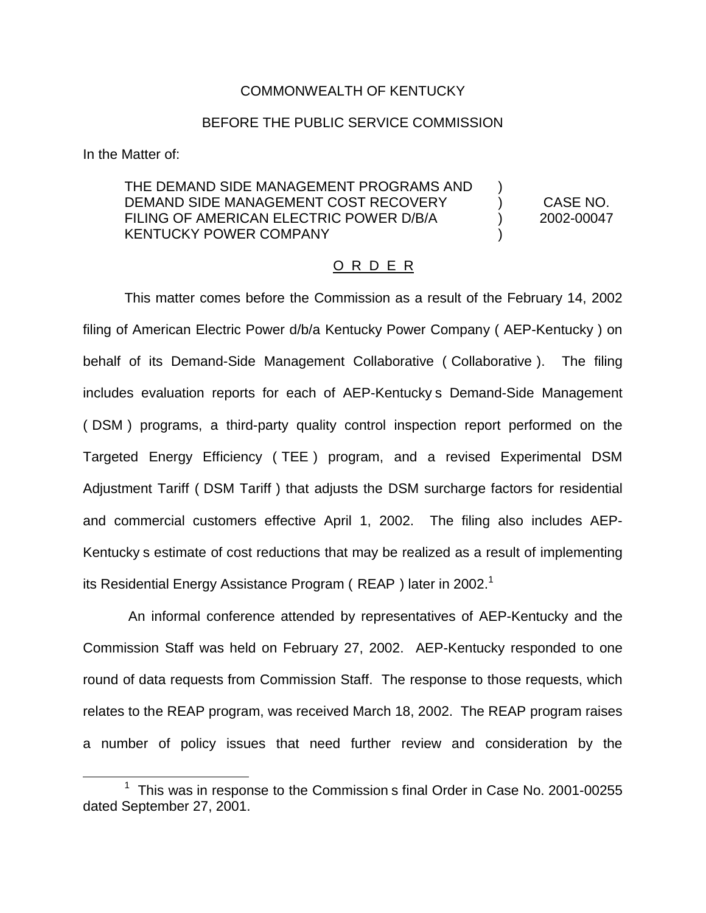COMMONWEALTH OF KENTUCKY

BEFORE THE PUBLIC SERVICE COMMISSION

In the Matter of:

| | | |
|---|---|---|
| THE DEMAND SIDE MANAGEMENT PROGRAMS AND DEMAND SIDE MANAGEMENT COST RECOVERY FILING OF AMERICAN ELECTRIC POWER D/B/A KENTUCKY POWER COMPANY | ) ) ) ) | CASE NO. 2002-00047 |

O R D E R

This matter comes before the Commission as a result of the February 14, 2002 filing of American Electric Power d/b/a Kentucky Power Company ( AEP-Kentucky ) on behalf of its Demand-Side Management Collaborative ( Collaborative ). The filing includes evaluation reports for each of AEP-Kentucky s Demand-Side Management ( DSM ) programs, a third-party quality control inspection report performed on the Targeted Energy Efficiency ( TEE ) program, and a revised Experimental DSM Adjustment Tariff ( DSM Tariff ) that adjusts the DSM surcharge factors for residential and commercial customers effective April 1, 2002. The filing also includes AEP-Kentucky s estimate of cost reductions that may be realized as a result of implementing its Residential Energy Assistance Program ( REAP ) later in 2002.[1]

An informal conference attended by representatives of AEP-Kentucky and the Commission Staff was held on February 27, 2002. AEP-Kentucky responded to one round of data requests from Commission Staff. The response to those requests, which relates to the REAP program, was received March 18, 2002. The REAP program raises a number of policy issues that need further review and consideration by the

[1] This was in response to the Commission s final Order in Case No. 2001-00255 dated September 27, 2001.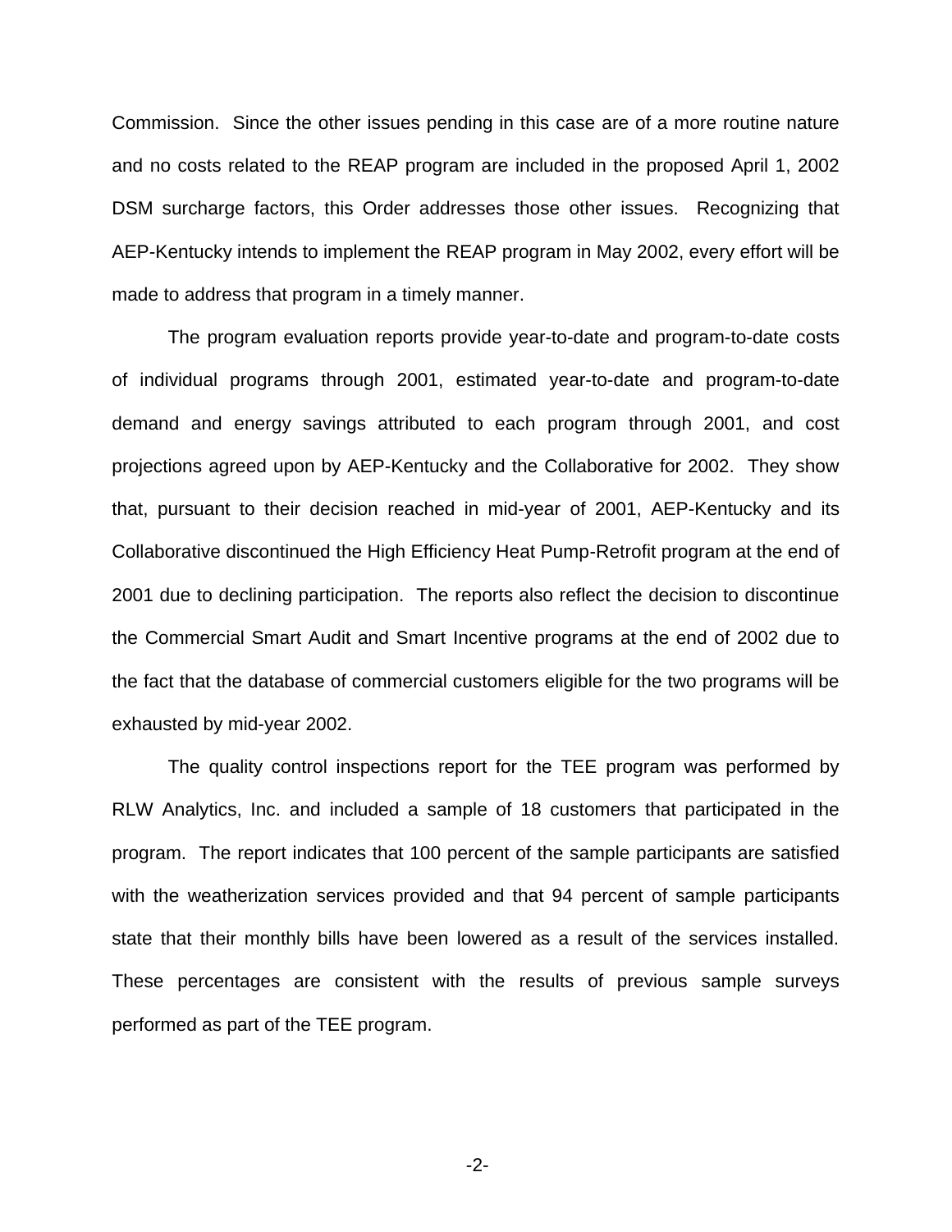Commission. Since the other issues pending in this case are of a more routine nature and no costs related to the REAP program are included in the proposed April 1, 2002 DSM surcharge factors, this Order addresses those other issues. Recognizing that AEP-Kentucky intends to implement the REAP program in May 2002, every effort will be made to address that program in a timely manner.

The program evaluation reports provide year-to-date and program-to-date costs of individual programs through 2001, estimated year-to-date and program-to-date demand and energy savings attributed to each program through 2001, and cost projections agreed upon by AEP-Kentucky and the Collaborative for 2002. They show that, pursuant to their decision reached in mid-year of 2001, AEP-Kentucky and its Collaborative discontinued the High Efficiency Heat Pump-Retrofit program at the end of 2001 due to declining participation. The reports also reflect the decision to discontinue the Commercial Smart Audit and Smart Incentive programs at the end of 2002 due to the fact that the database of commercial customers eligible for the two programs will be exhausted by mid-year 2002.

The quality control inspections report for the TEE program was performed by RLW Analytics, Inc. and included a sample of 18 customers that participated in the program. The report indicates that 100 percent of the sample participants are satisfied with the weatherization services provided and that 94 percent of sample participants state that their monthly bills have been lowered as a result of the services installed. These percentages are consistent with the results of previous sample surveys performed as part of the TEE program.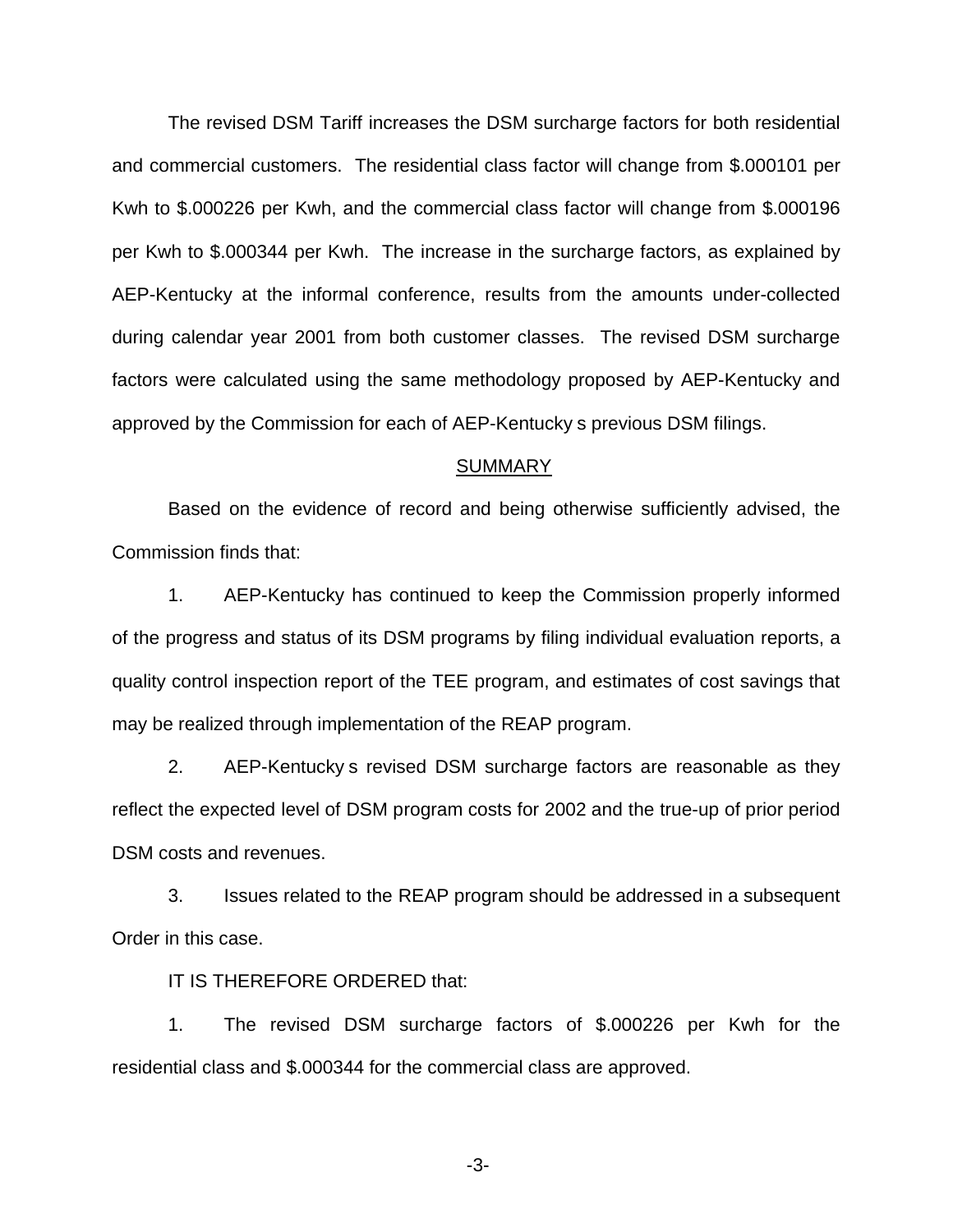The revised DSM Tariff increases the DSM surcharge factors for both residential and commercial customers. The residential class factor will change from $.000101 per Kwh to $.000226 per Kwh, and the commercial class factor will change from $.000196 per Kwh to $.000344 per Kwh. The increase in the surcharge factors, as explained by AEP-Kentucky at the informal conference, results from the amounts under-collected during calendar year 2001 from both customer classes. The revised DSM surcharge factors were calculated using the same methodology proposed by AEP-Kentucky and approved by the Commission for each of AEP-Kentucky s previous DSM filings.

## SUMMARY

Based on the evidence of record and being otherwise sufficiently advised, the Commission finds that:

1. AEP-Kentucky has continued to keep the Commission properly informed of the progress and status of its DSM programs by filing individual evaluation reports, a quality control inspection report of the TEE program, and estimates of cost savings that may be realized through implementation of the REAP program.

2. AEP-Kentucky s revised DSM surcharge factors are reasonable as they reflect the expected level of DSM program costs for 2002 and the true-up of prior period DSM costs and revenues.

3. Issues related to the REAP program should be addressed in a subsequent Order in this case.

IT IS THEREFORE ORDERED that:

1. The revised DSM surcharge factors of $.000226 per Kwh for the residential class and $.000344 for the commercial class are approved.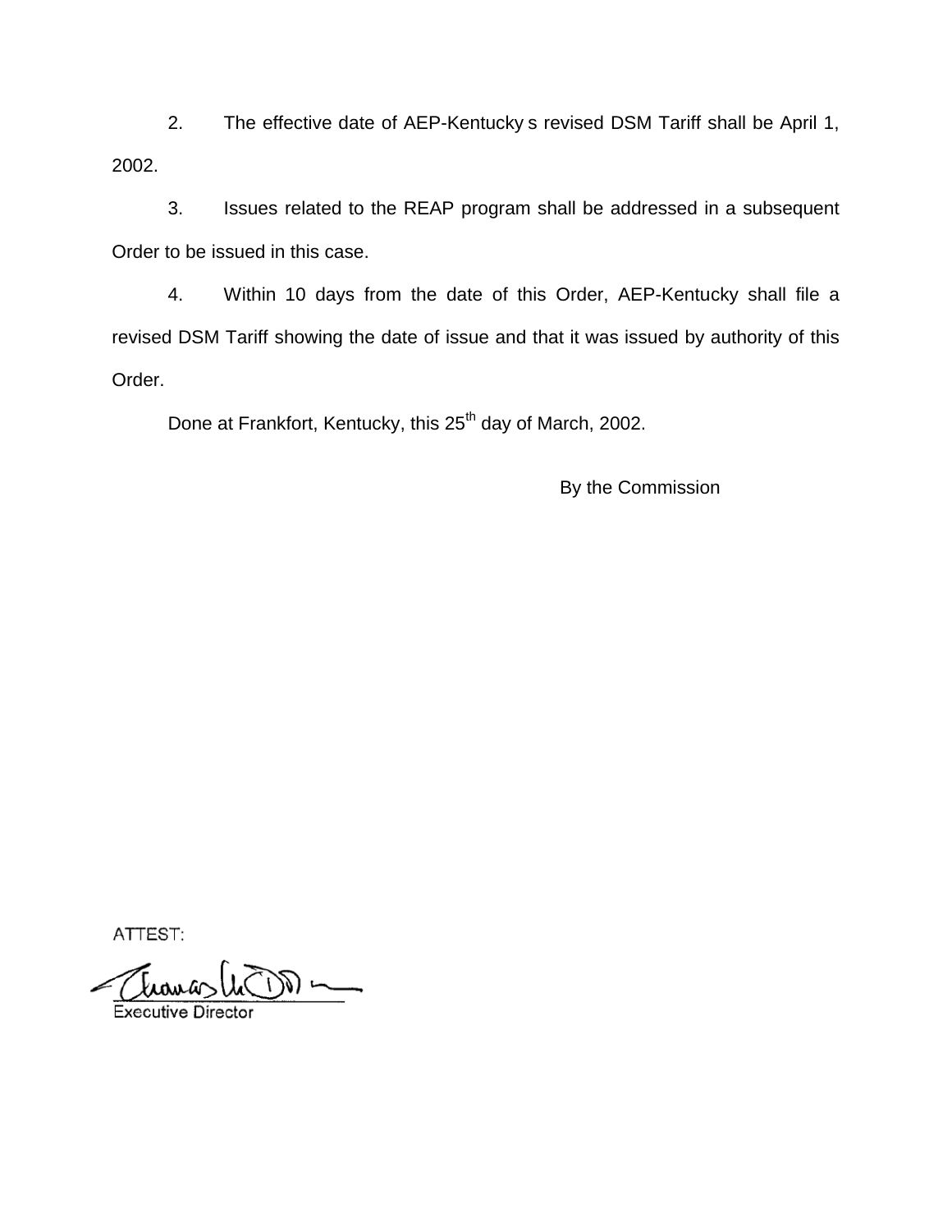2. The effective date of AEP-Kentucky s revised DSM Tariff shall be April 1, 2002.

3. Issues related to the REAP program shall be addressed in a subsequent Order to be issued in this case.

4. Within 10 days from the date of this Order, AEP-Kentucky shall file a revised DSM Tariff showing the date of issue and that it was issued by authority of this Order.

Done at Frankfort, Kentucky, this 25th day of March, 2002.

By the Commission

ATTEST:

Executive Director